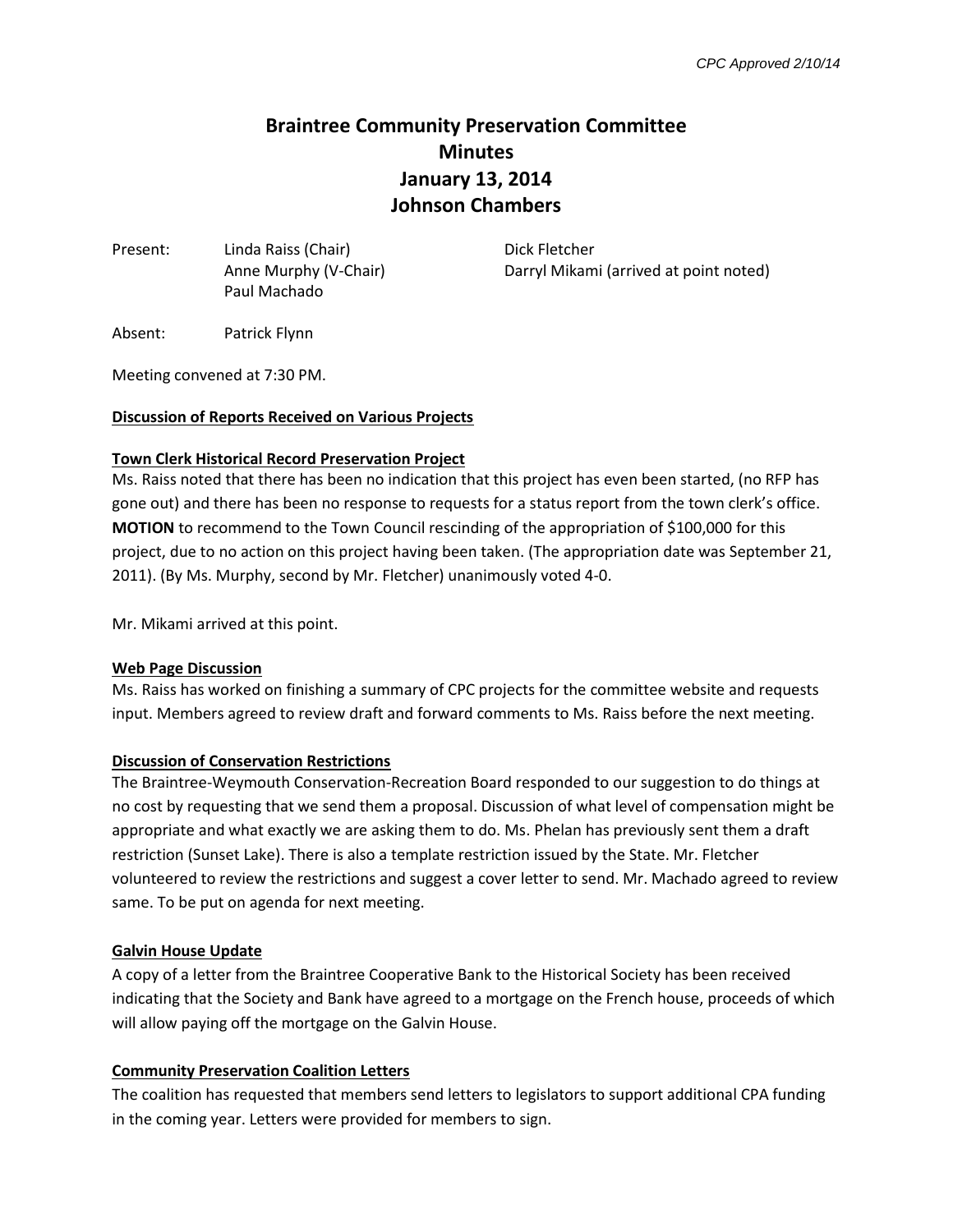*CPC Approved 2/10/14*

# Braintree Community Preservation Committee
# Minutes
# January 13, 2014
# Johnson Chambers

Present: Linda Raiss (Chair), Anne Murphy (V-Chair), Paul Machado, Dick Fletcher, Darryl Mikami (arrived at point noted)

Absent: Patrick Flynn

Meeting convened at 7:30 PM.

**<u>Discussion of Reports Received on Various Projects</u>**

**<u>Town Clerk Historical Record Preservation Project</u>**

Ms. Raiss noted that there has been no indication that this project has even been started, (no RFP has gone out) and there has been no response to requests for a status report from the town clerk's office. **MOTION** to recommend to the Town Council rescinding of the appropriation of $100,000 for this project, due to no action on this project having been taken. (The appropriation date was September 21, 2011). (By Ms. Murphy, second by Mr. Fletcher) unanimously voted 4-0.

Mr. Mikami arrived at this point.

**<u>Web Page Discussion</u>**

Ms. Raiss has worked on finishing a summary of CPC projects for the committee website and requests input. Members agreed to review draft and forward comments to Ms. Raiss before the next meeting.

**<u>Discussion of Conservation Restrictions</u>**

The Braintree-Weymouth Conservation-Recreation Board responded to our suggestion to do things at no cost by requesting that we send them a proposal. Discussion of what level of compensation might be appropriate and what exactly we are asking them to do. Ms. Phelan has previously sent them a draft restriction (Sunset Lake). There is also a template restriction issued by the State. Mr. Fletcher volunteered to review the restrictions and suggest a cover letter to send. Mr. Machado agreed to review same. To be put on agenda for next meeting.

**<u>Galvin House Update</u>**

A copy of a letter from the Braintree Cooperative Bank to the Historical Society has been received indicating that the Society and Bank have agreed to a mortgage on the French house, proceeds of which will allow paying off the mortgage on the Galvin House.

**<u>Community Preservation Coalition Letters</u>**

The coalition has requested that members send letters to legislators to support additional CPA funding in the coming year. Letters were provided for members to sign.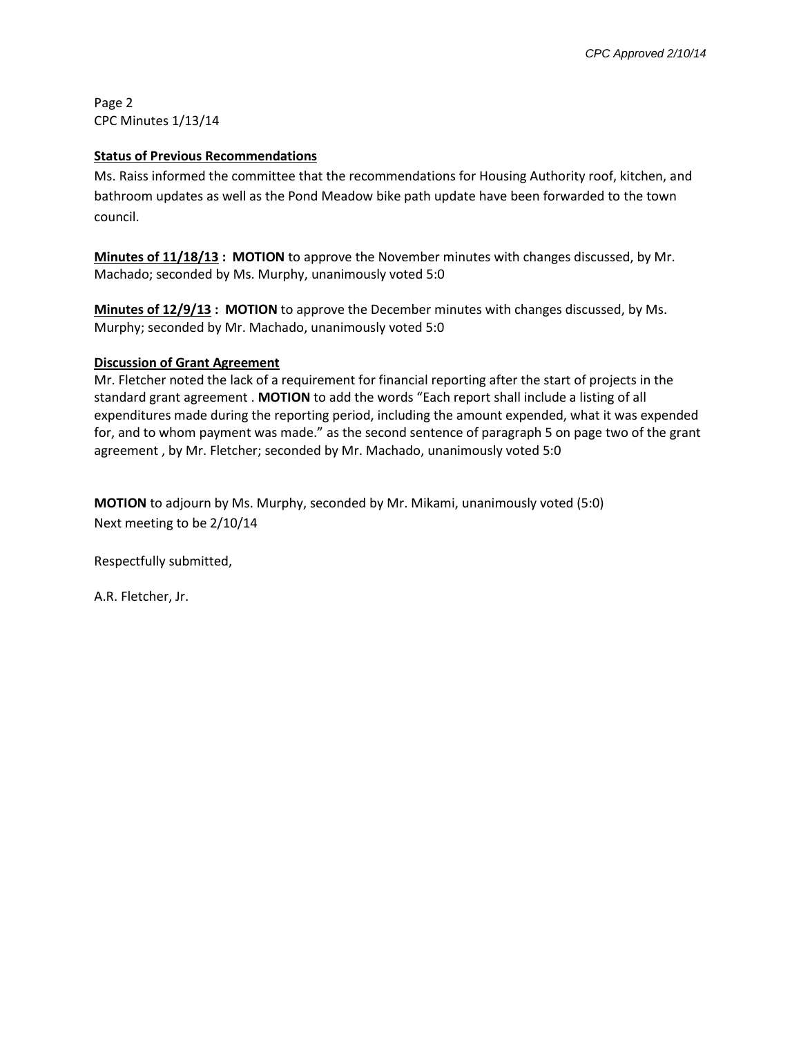**Status of Previous Recommendations**

Ms. Raiss informed the committee that the recommendations for Housing Authority roof, kitchen, and bathroom updates as well as the Pond Meadow bike path update have been forwarded to the town council.

**Minutes of 11/18/13 : MOTION** to approve the November minutes with changes discussed, by Mr. Machado; seconded by Ms. Murphy, unanimously voted 5:0

**Minutes of 12/9/13 : MOTION** to approve the December minutes with changes discussed, by Ms. Murphy; seconded by Mr. Machado, unanimously voted 5:0

**Discussion of Grant Agreement**

Mr. Fletcher noted the lack of a requirement for financial reporting after the start of projects in the standard grant agreement . **MOTION** to add the words "Each report shall include a listing of all expenditures made during the reporting period, including the amount expended, what it was expended for, and to whom payment was made." as the second sentence of paragraph 5 on page two of the grant agreement , by Mr. Fletcher; seconded by Mr. Machado, unanimously voted 5:0

**MOTION** to adjourn by Ms. Murphy, seconded by Mr. Mikami, unanimously voted (5:0)
Next meeting to be 2/10/14

Respectfully submitted,

A.R. Fletcher, Jr.